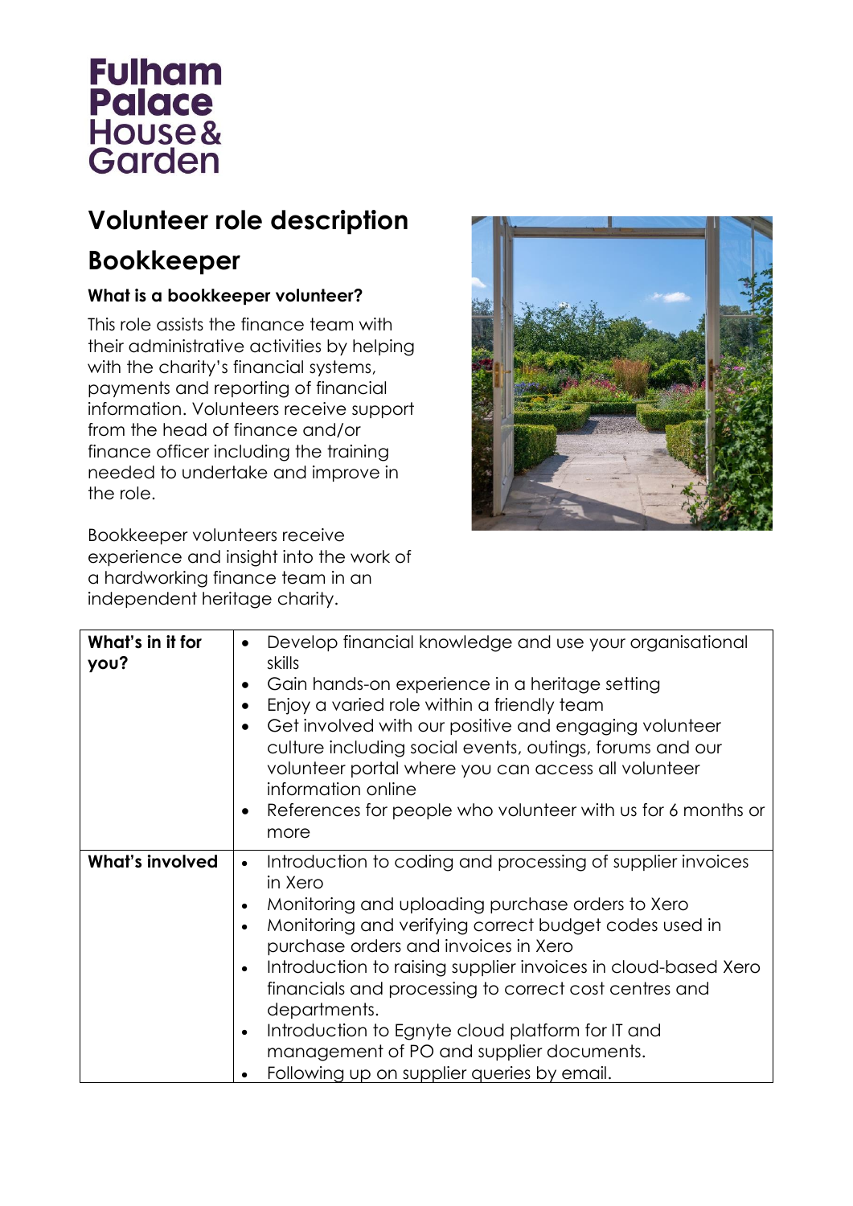Fulham Palace House & Garden

# Volunteer role description

# Bookkeeper

### What is a bookkeeper volunteer?

This role assists the finance team with their administrative activities by helping with the charity's financial systems, payments and reporting of financial information. Volunteers receive support from the head of finance and/or finance officer including the training needed to undertake and improve in the role.

Bookkeeper volunteers receive experience and insight into the work of a hardworking finance team in an independent heritage charity.

| | |
|---|---|
| **What's in it for you?** | • Develop financial knowledge and use your organisational skills<br>• Gain hands-on experience in a heritage setting<br>• Enjoy a varied role within a friendly team<br>• Get involved with our positive and engaging volunteer culture including social events, outings, forums and our volunteer portal where you can access all volunteer information online<br>• References for people who volunteer with us for 6 months or more |
| **What's involved** | • Introduction to coding and processing of supplier invoices in Xero<br>• Monitoring and uploading purchase orders to Xero<br>• Monitoring and verifying correct budget codes used in purchase orders and invoices in Xero<br>• Introduction to raising supplier invoices in cloud-based Xero financials and processing to correct cost centres and departments.<br>• Introduction to Egnyte cloud platform for IT and management of PO and supplier documents.<br>• Following up on supplier queries by email. |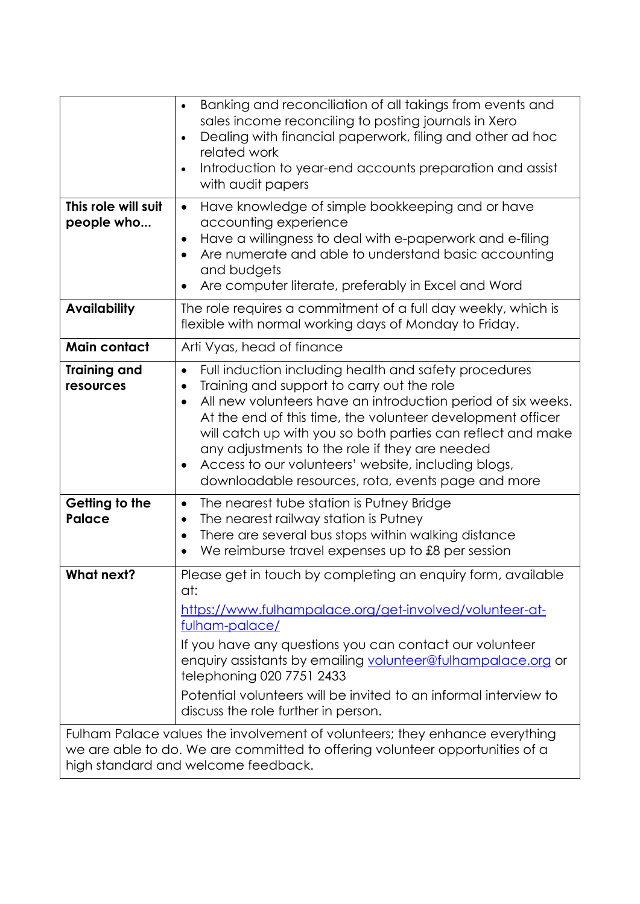| | |
|---|---|
| | • Banking and reconciliation of all takings from events and sales income reconciling to posting journals in Xero<br>• Dealing with financial paperwork, filing and other ad hoc related work<br>• Introduction to year-end accounts preparation and assist with audit papers |
| **This role will suit people who...** | • Have knowledge of simple bookkeeping and or have accounting experience<br>• Have a willingness to deal with e-paperwork and e-filing<br>• Are numerate and able to understand basic accounting and budgets<br>• Are computer literate, preferably in Excel and Word |
| **Availability** | The role requires a commitment of a full day weekly, which is flexible with normal working days of Monday to Friday. |
| **Main contact** | Arti Vyas, head of finance |
| **Training and resources** | • Full induction including health and safety procedures<br>• Training and support to carry out the role<br>• All new volunteers have an introduction period of six weeks. At the end of this time, the volunteer development officer will catch up with you so both parties can reflect and make any adjustments to the role if they are needed<br>• Access to our volunteers' website, including blogs, downloadable resources, rota, events page and more |
| **Getting to the Palace** | • The nearest tube station is Putney Bridge<br>• The nearest railway station is Putney<br>• There are several bus stops within walking distance<br>• We reimburse travel expenses up to £8 per session |
| **What next?** | Please get in touch by completing an enquiry form, available at:<br>https://www.fulhampalace.org/get-involved/volunteer-at-fulham-palace/<br>If you have any questions you can contact our volunteer enquiry assistants by emailing volunteer@fulhampalace.org or telephoning 020 7751 2433<br>Potential volunteers will be invited to an informal interview to discuss the role further in person. |
| Fulham Palace values the involvement of volunteers; they enhance everything we are able to do. We are committed to offering volunteer opportunities of a high standard and welcome feedback. | |